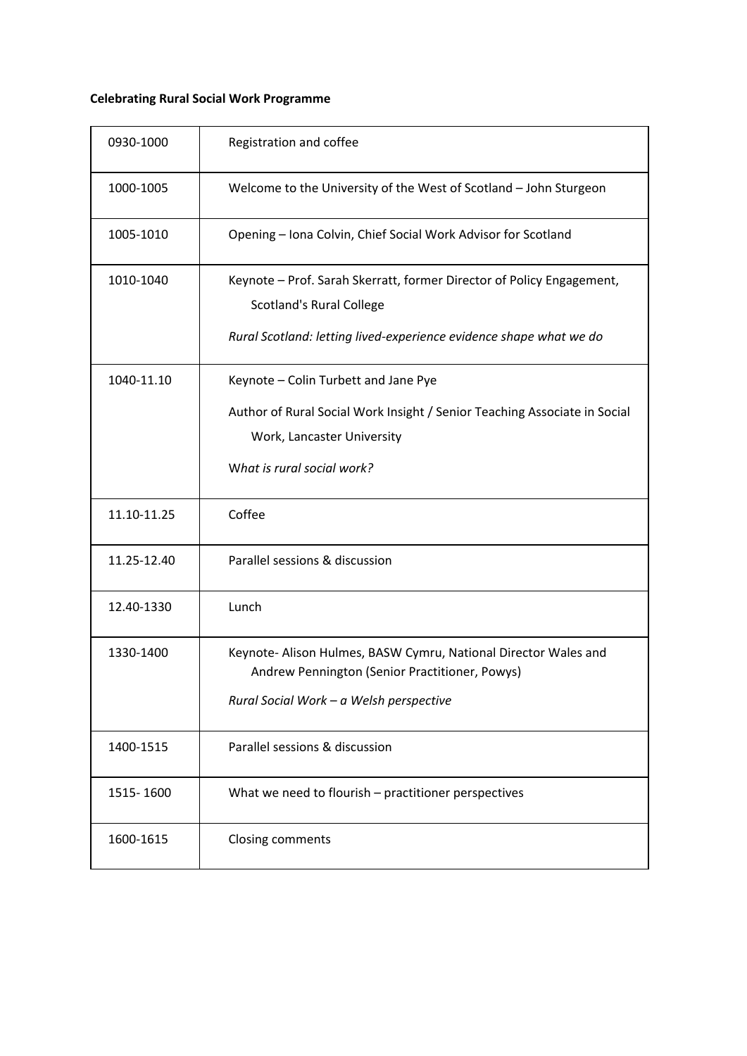**Celebrating Rural Social Work Programme**

| | |
|---|---|
| 0930-1000 | Registration and coffee |
| 1000-1005 | Welcome to the University of the West of Scotland – John Sturgeon |
| 1005-1010 | Opening – Iona Colvin, Chief Social Work Advisor for Scotland |
| 1010-1040 | Keynote – Prof. Sarah Skerratt, former Director of Policy Engagement, Scotland's Rural College<br>*Rural Scotland: letting lived-experience evidence shape what we do* |
| 1040-11.10 | Keynote – Colin Turbett and Jane Pye<br>Author of Rural Social Work Insight / Senior Teaching Associate in Social Work, Lancaster University<br>W*hat is rural social work?* |
| 11.10-11.25 | Coffee |
| 11.25-12.40 | Parallel sessions & discussion |
| 12.40-1330 | Lunch |
| 1330-1400 | Keynote- Alison Hulmes, BASW Cymru, National Director Wales and Andrew Pennington (Senior Practitioner, Powys)<br>*Rural Social Work – a Welsh perspective* |
| 1400-1515 | Parallel sessions & discussion |
| 1515- 1600 | What we need to flourish – practitioner perspectives |
| 1600-1615 | Closing comments |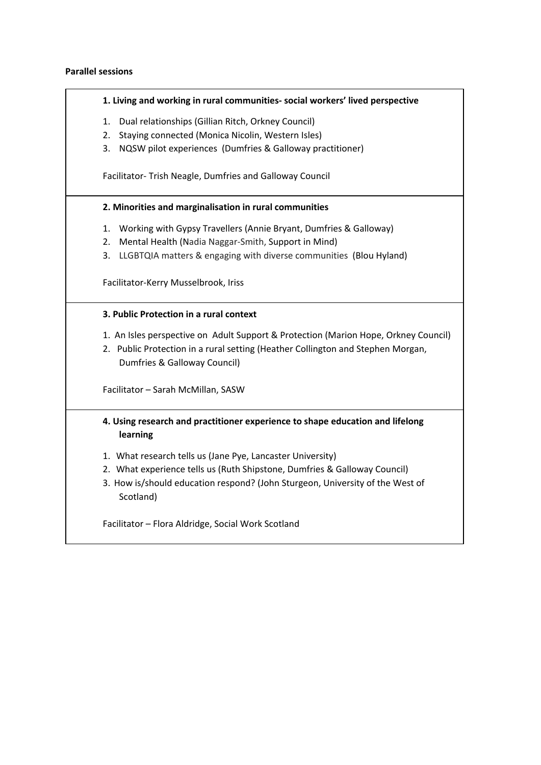**Parallel sessions**

**1. Living and working in rural communities- social workers' lived perspective**

1. Dual relationships (Gillian Ritch, Orkney Council)
2. Staying connected (Monica Nicolin, Western Isles)
3. NQSW pilot experiences (Dumfries & Galloway practitioner)

Facilitator- Trish Neagle, Dumfries and Galloway Council

**2. Minorities and marginalisation in rural communities**

1. Working with Gypsy Travellers (Annie Bryant, Dumfries & Galloway)
2. Mental Health (Nadia Naggar-Smith, Support in Mind)
3. LLGBTQIA matters & engaging with diverse communities (Blou Hyland)

Facilitator-Kerry Musselbrook, Iriss

**3. Public Protection in a rural context**

1. An Isles perspective on Adult Support & Protection (Marion Hope, Orkney Council)
2. Public Protection in a rural setting (Heather Collington and Stephen Morgan, Dumfries & Galloway Council)

Facilitator – Sarah McMillan, SASW

**4. Using research and practitioner experience to shape education and lifelong learning**

1. What research tells us (Jane Pye, Lancaster University)
2. What experience tells us (Ruth Shipstone, Dumfries & Galloway Council)
3. How is/should education respond? (John Sturgeon, University of the West of Scotland)

Facilitator – Flora Aldridge, Social Work Scotland